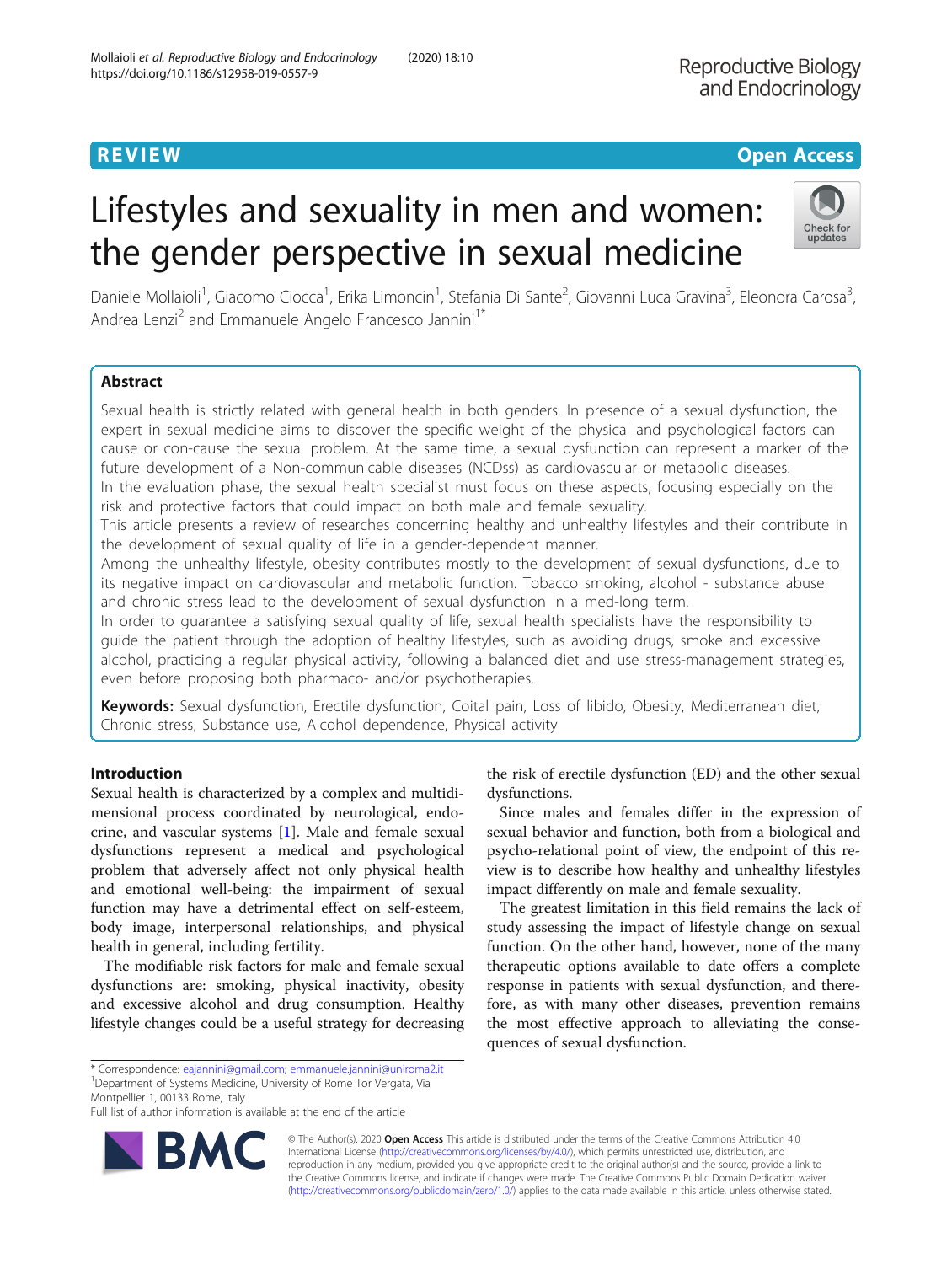REVIEW

Open Access

# Lifestyles and sexuality in men and women: the gender perspective in sexual medicine

Daniele Mollaioli[1], Giacomo Ciocca[1], Erika Limoncin[1], Stefania Di Sante[2], Giovanni Luca Gravina[3], Eleonora Carosa[3], Andrea Lenzi[2] and Emmanuele Angelo Francesco Jannini[1*]

## Abstract

Sexual health is strictly related with general health in both genders. In presence of a sexual dysfunction, the expert in sexual medicine aims to discover the specific weight of the physical and psychological factors can cause or con-cause the sexual problem. At the same time, a sexual dysfunction can represent a marker of the future development of a Non-communicable diseases (NCDss) as cardiovascular or metabolic diseases.

In the evaluation phase, the sexual health specialist must focus on these aspects, focusing especially on the risk and protective factors that could impact on both male and female sexuality.

This article presents a review of researches concerning healthy and unhealthy lifestyles and their contribute in the development of sexual quality of life in a gender-dependent manner.

Among the unhealthy lifestyle, obesity contributes mostly to the development of sexual dysfunctions, due to its negative impact on cardiovascular and metabolic function. Tobacco smoking, alcohol - substance abuse and chronic stress lead to the development of sexual dysfunction in a med-long term.

In order to guarantee a satisfying sexual quality of life, sexual health specialists have the responsibility to guide the patient through the adoption of healthy lifestyles, such as avoiding drugs, smoke and excessive alcohol, practicing a regular physical activity, following a balanced diet and use stress-management strategies, even before proposing both pharmaco- and/or psychotherapies.

**Keywords:** Sexual dysfunction, Erectile dysfunction, Coital pain, Loss of libido, Obesity, Mediterranean diet, Chronic stress, Substance use, Alcohol dependence, Physical activity

## Introduction

Sexual health is characterized by a complex and multidimensional process coordinated by neurological, endocrine, and vascular systems [1]. Male and female sexual dysfunctions represent a medical and psychological problem that adversely affect not only physical health and emotional well-being: the impairment of sexual function may have a detrimental effect on self-esteem, body image, interpersonal relationships, and physical health in general, including fertility.

The modifiable risk factors for male and female sexual dysfunctions are: smoking, physical inactivity, obesity and excessive alcohol and drug consumption. Healthy lifestyle changes could be a useful strategy for decreasing the risk of erectile dysfunction (ED) and the other sexual dysfunctions.

Since males and females differ in the expression of sexual behavior and function, both from a biological and psycho-relational point of view, the endpoint of this review is to describe how healthy and unhealthy lifestyles impact differently on male and female sexuality.

The greatest limitation in this field remains the lack of study assessing the impact of lifestyle change on sexual function. On the other hand, however, none of the many therapeutic options available to date offers a complete response in patients with sexual dysfunction, and therefore, as with many other diseases, prevention remains the most effective approach to alleviating the consequences of sexual dysfunction.

* Correspondence: eajannini@gmail.com; emmanuele.jannini@uniroma2.it
[1]Department of Systems Medicine, University of Rome Tor Vergata, Via Montpellier 1, 00133 Rome, Italy
Full list of author information is available at the end of the article

© The Author(s). 2020 **Open Access** This article is distributed under the terms of the Creative Commons Attribution 4.0 International License (http://creativecommons.org/licenses/by/4.0/), which permits unrestricted use, distribution, and reproduction in any medium, provided you give appropriate credit to the original author(s) and the source, provide a link to the Creative Commons license, and indicate if changes were made. The Creative Commons Public Domain Dedication waiver (http://creativecommons.org/publicdomain/zero/1.0/) applies to the data made available in this article, unless otherwise stated.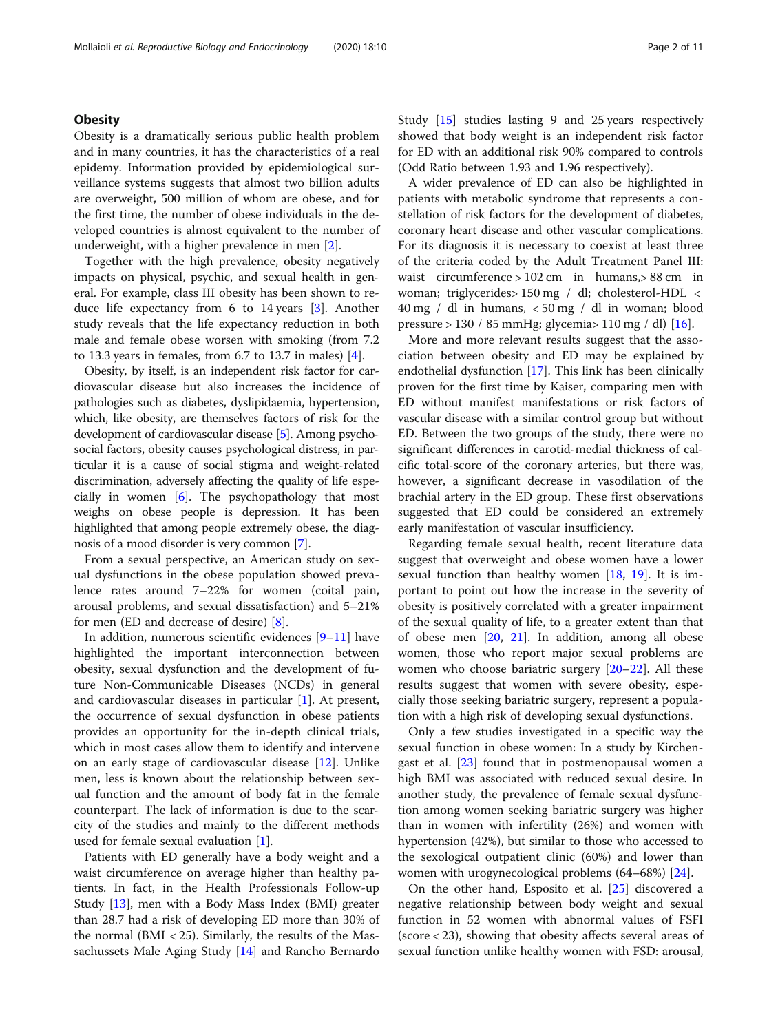## Obesity

Obesity is a dramatically serious public health problem and in many countries, it has the characteristics of a real epidemy. Information provided by epidemiological surveillance systems suggests that almost two billion adults are overweight, 500 million of whom are obese, and for the first time, the number of obese individuals in the developed countries is almost equivalent to the number of underweight, with a higher prevalence in men [2].

Together with the high prevalence, obesity negatively impacts on physical, psychic, and sexual health in general. For example, class III obesity has been shown to reduce life expectancy from 6 to 14 years [3]. Another study reveals that the life expectancy reduction in both male and female obese worsen with smoking (from 7.2 to 13.3 years in females, from 6.7 to 13.7 in males) [4].

Obesity, by itself, is an independent risk factor for cardiovascular disease but also increases the incidence of pathologies such as diabetes, dyslipidaemia, hypertension, which, like obesity, are themselves factors of risk for the development of cardiovascular disease [5]. Among psychosocial factors, obesity causes psychological distress, in particular it is a cause of social stigma and weight-related discrimination, adversely affecting the quality of life especially in women [6]. The psychopathology that most weighs on obese people is depression. It has been highlighted that among people extremely obese, the diagnosis of a mood disorder is very common [7].

From a sexual perspective, an American study on sexual dysfunctions in the obese population showed prevalence rates around 7–22% for women (coital pain, arousal problems, and sexual dissatisfaction) and 5–21% for men (ED and decrease of desire) [8].

In addition, numerous scientific evidences [9–11] have highlighted the important interconnection between obesity, sexual dysfunction and the development of future Non-Communicable Diseases (NCDs) in general and cardiovascular diseases in particular [1]. At present, the occurrence of sexual dysfunction in obese patients provides an opportunity for the in-depth clinical trials, which in most cases allow them to identify and intervene on an early stage of cardiovascular disease [12]. Unlike men, less is known about the relationship between sexual function and the amount of body fat in the female counterpart. The lack of information is due to the scarcity of the studies and mainly to the different methods used for female sexual evaluation [1].

Patients with ED generally have a body weight and a waist circumference on average higher than healthy patients. In fact, in the Health Professionals Follow-up Study [13], men with a Body Mass Index (BMI) greater than 28.7 had a risk of developing ED more than 30% of the normal (BMI < 25). Similarly, the results of the Massachussets Male Aging Study [14] and Rancho Bernardo Study [15] studies lasting 9 and 25 years respectively showed that body weight is an independent risk factor for ED with an additional risk 90% compared to controls (Odd Ratio between 1.93 and 1.96 respectively).

A wider prevalence of ED can also be highlighted in patients with metabolic syndrome that represents a constellation of risk factors for the development of diabetes, coronary heart disease and other vascular complications. For its diagnosis it is necessary to coexist at least three of the criteria coded by the Adult Treatment Panel III: waist circumference > 102 cm in humans, > 88 cm in woman; triglycerides > 150 mg / dl; cholesterol-HDL < 40 mg / dl in humans, < 50 mg / dl in woman; blood pressure > 130 / 85 mmHg; glycemia > 110 mg / dl) [16].

More and more relevant results suggest that the association between obesity and ED may be explained by endothelial dysfunction [17]. This link has been clinically proven for the first time by Kaiser, comparing men with ED without manifest manifestations or risk factors of vascular disease with a similar control group but without ED. Between the two groups of the study, there were no significant differences in carotid-medial thickness of calcific total-score of the coronary arteries, but there was, however, a significant decrease in vasodilation of the brachial artery in the ED group. These first observations suggested that ED could be considered an extremely early manifestation of vascular insufficiency.

Regarding female sexual health, recent literature data suggest that overweight and obese women have a lower sexual function than healthy women [18, 19]. It is important to point out how the increase in the severity of obesity is positively correlated with a greater impairment of the sexual quality of life, to a greater extent than that of obese men [20, 21]. In addition, among all obese women, those who report major sexual problems are women who choose bariatric surgery [20–22]. All these results suggest that women with severe obesity, especially those seeking bariatric surgery, represent a population with a high risk of developing sexual dysfunctions.

Only a few studies investigated in a specific way the sexual function in obese women: In a study by Kirchengast et al. [23] found that in postmenopausal women a high BMI was associated with reduced sexual desire. In another study, the prevalence of female sexual dysfunction among women seeking bariatric surgery was higher than in women with infertility (26%) and women with hypertension (42%), but similar to those who accessed to the sexological outpatient clinic (60%) and lower than women with urogynecological problems (64–68%) [24].

On the other hand, Esposito et al. [25] discovered a negative relationship between body weight and sexual function in 52 women with abnormal values of FSFI (score < 23), showing that obesity affects several areas of sexual function unlike healthy women with FSD: arousal,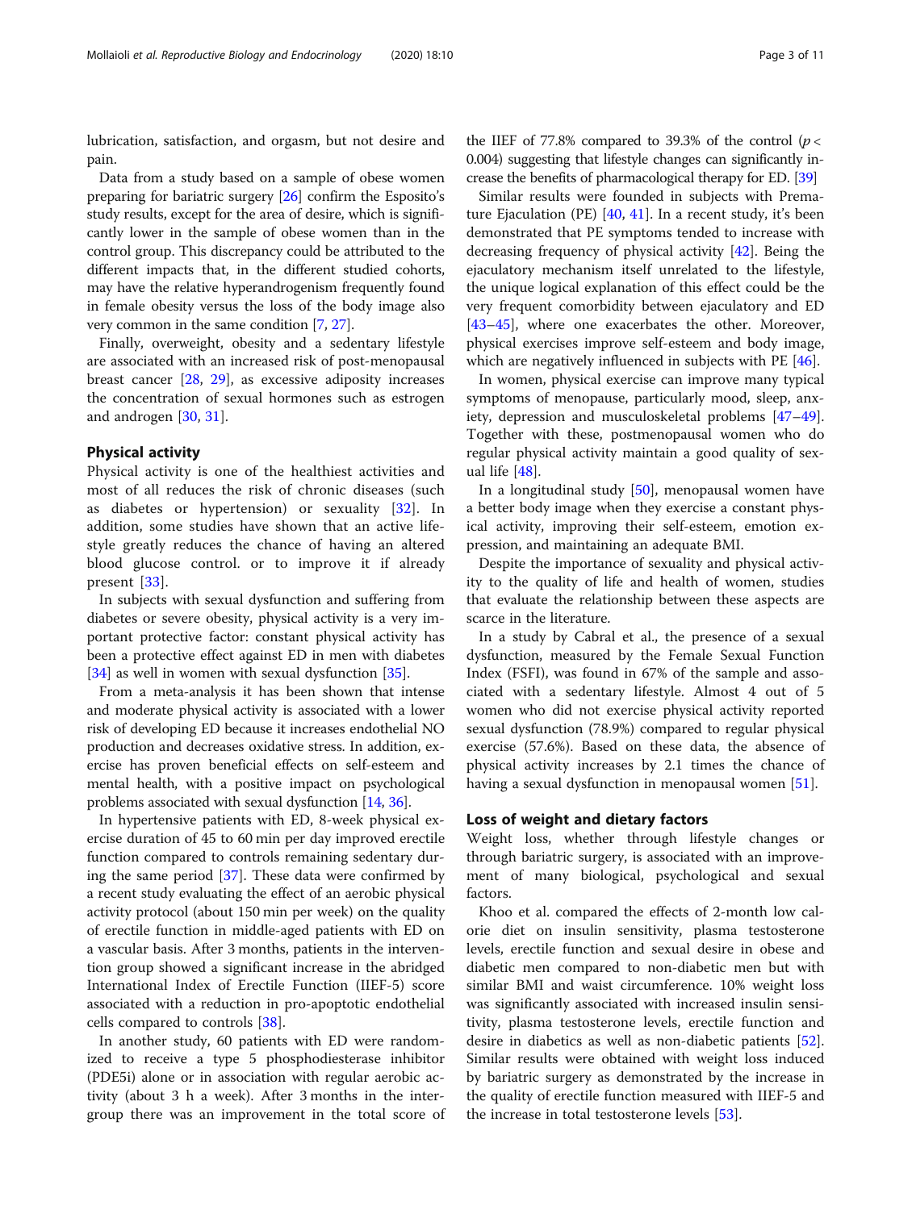lubrication, satisfaction, and orgasm, but not desire and pain.

Data from a study based on a sample of obese women preparing for bariatric surgery [26] confirm the Esposito's study results, except for the area of desire, which is significantly lower in the sample of obese women than in the control group. This discrepancy could be attributed to the different impacts that, in the different studied cohorts, may have the relative hyperandrogenism frequently found in female obesity versus the loss of the body image also very common in the same condition [7, 27].

Finally, overweight, obesity and a sedentary lifestyle are associated with an increased risk of post-menopausal breast cancer [28, 29], as excessive adiposity increases the concentration of sexual hormones such as estrogen and androgen [30, 31].

## Physical activity

Physical activity is one of the healthiest activities and most of all reduces the risk of chronic diseases (such as diabetes or hypertension) or sexuality [32]. In addition, some studies have shown that an active lifestyle greatly reduces the chance of having an altered blood glucose control. or to improve it if already present [33].

In subjects with sexual dysfunction and suffering from diabetes or severe obesity, physical activity is a very important protective factor: constant physical activity has been a protective effect against ED in men with diabetes [34] as well in women with sexual dysfunction [35].

From a meta-analysis it has been shown that intense and moderate physical activity is associated with a lower risk of developing ED because it increases endothelial NO production and decreases oxidative stress. In addition, exercise has proven beneficial effects on self-esteem and mental health, with a positive impact on psychological problems associated with sexual dysfunction [14, 36].

In hypertensive patients with ED, 8-week physical exercise duration of 45 to 60 min per day improved erectile function compared to controls remaining sedentary during the same period [37]. These data were confirmed by a recent study evaluating the effect of an aerobic physical activity protocol (about 150 min per week) on the quality of erectile function in middle-aged patients with ED on a vascular basis. After 3 months, patients in the intervention group showed a significant increase in the abridged International Index of Erectile Function (IIEF-5) score associated with a reduction in pro-apoptotic endothelial cells compared to controls [38].

In another study, 60 patients with ED were randomized to receive a type 5 phosphodiesterase inhibitor (PDE5i) alone or in association with regular aerobic activity (about 3 h a week). After 3 months in the intergroup there was an improvement in the total score of the IIEF of 77.8% compared to 39.3% of the control ($p < 0.004$) suggesting that lifestyle changes can significantly increase the benefits of pharmacological therapy for ED. [39]

Similar results were founded in subjects with Premature Ejaculation (PE) [40, 41]. In a recent study, it's been demonstrated that PE symptoms tended to increase with decreasing frequency of physical activity [42]. Being the ejaculatory mechanism itself unrelated to the lifestyle, the unique logical explanation of this effect could be the very frequent comorbidity between ejaculatory and ED [43–45], where one exacerbates the other. Moreover, physical exercises improve self-esteem and body image, which are negatively influenced in subjects with PE [46].

In women, physical exercise can improve many typical symptoms of menopause, particularly mood, sleep, anxiety, depression and musculoskeletal problems [47–49]. Together with these, postmenopausal women who do regular physical activity maintain a good quality of sexual life [48].

In a longitudinal study [50], menopausal women have a better body image when they exercise a constant physical activity, improving their self-esteem, emotion expression, and maintaining an adequate BMI.

Despite the importance of sexuality and physical activity to the quality of life and health of women, studies that evaluate the relationship between these aspects are scarce in the literature.

In a study by Cabral et al., the presence of a sexual dysfunction, measured by the Female Sexual Function Index (FSFI), was found in 67% of the sample and associated with a sedentary lifestyle. Almost 4 out of 5 women who did not exercise physical activity reported sexual dysfunction (78.9%) compared to regular physical exercise (57.6%). Based on these data, the absence of physical activity increases by 2.1 times the chance of having a sexual dysfunction in menopausal women [51].

## Loss of weight and dietary factors

Weight loss, whether through lifestyle changes or through bariatric surgery, is associated with an improvement of many biological, psychological and sexual factors.

Khoo et al. compared the effects of 2-month low calorie diet on insulin sensitivity, plasma testosterone levels, erectile function and sexual desire in obese and diabetic men compared to non-diabetic men but with similar BMI and waist circumference. 10% weight loss was significantly associated with increased insulin sensitivity, plasma testosterone levels, erectile function and desire in diabetics as well as non-diabetic patients [52]. Similar results were obtained with weight loss induced by bariatric surgery as demonstrated by the increase in the quality of erectile function measured with IIEF-5 and the increase in total testosterone levels [53].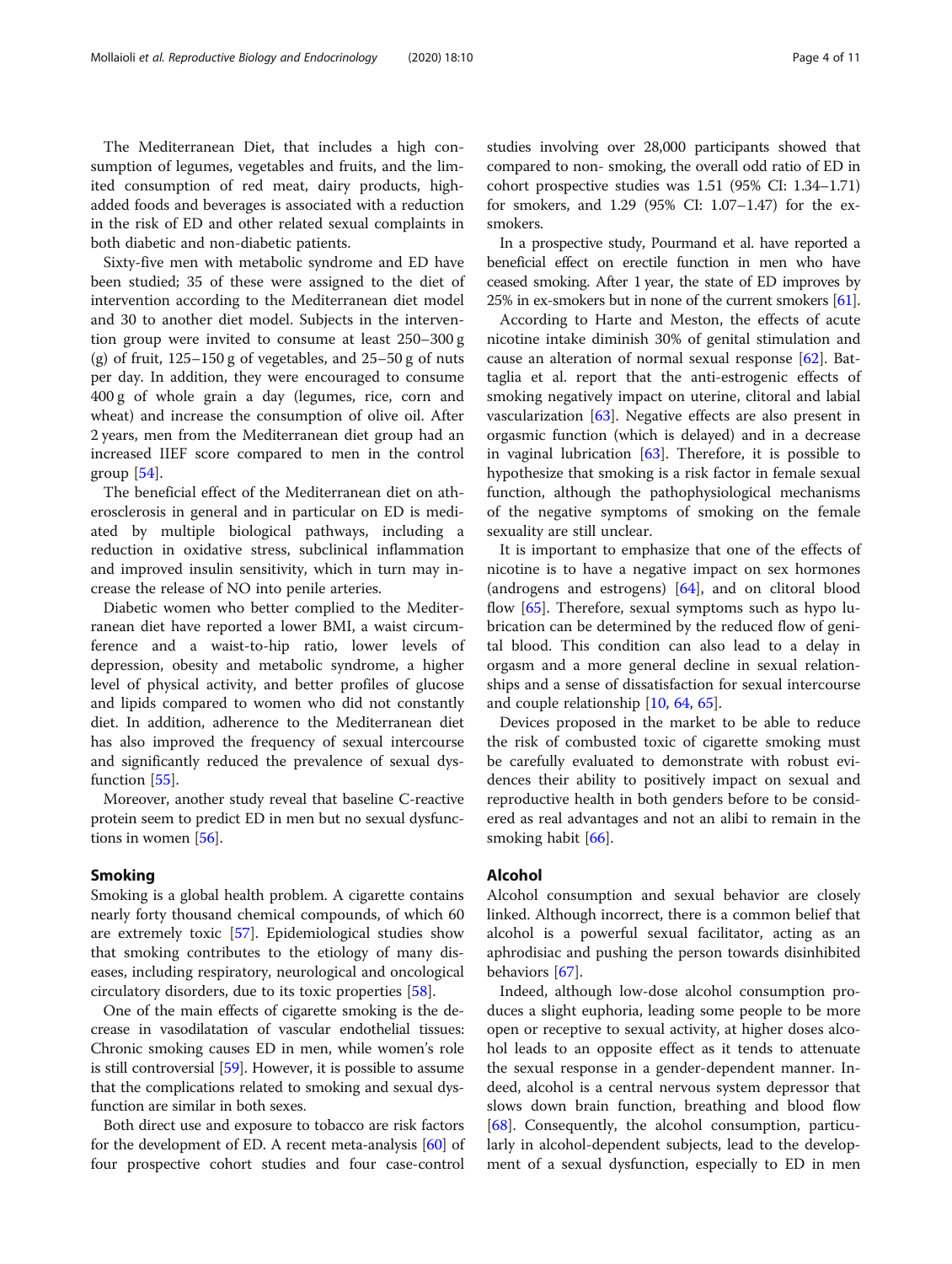The Mediterranean Diet, that includes a high consumption of legumes, vegetables and fruits, and the limited consumption of red meat, dairy products, high-added foods and beverages is associated with a reduction in the risk of ED and other related sexual complaints in both diabetic and non-diabetic patients.

Sixty-five men with metabolic syndrome and ED have been studied; 35 of these were assigned to the diet of intervention according to the Mediterranean diet model and 30 to another diet model. Subjects in the intervention group were invited to consume at least 250–300 g (g) of fruit, 125–150 g of vegetables, and 25–50 g of nuts per day. In addition, they were encouraged to consume 400 g of whole grain a day (legumes, rice, corn and wheat) and increase the consumption of olive oil. After 2 years, men from the Mediterranean diet group had an increased IIEF score compared to men in the control group [54].

The beneficial effect of the Mediterranean diet on atherosclerosis in general and in particular on ED is mediated by multiple biological pathways, including a reduction in oxidative stress, subclinical inflammation and improved insulin sensitivity, which in turn may increase the release of NO into penile arteries.

Diabetic women who better complied to the Mediterranean diet have reported a lower BMI, a waist circumference and a waist-to-hip ratio, lower levels of depression, obesity and metabolic syndrome, a higher level of physical activity, and better profiles of glucose and lipids compared to women who did not constantly diet. In addition, adherence to the Mediterranean diet has also improved the frequency of sexual intercourse and significantly reduced the prevalence of sexual dysfunction [55].

Moreover, another study reveal that baseline C-reactive protein seem to predict ED in men but no sexual dysfunctions in women [56].

## Smoking

Smoking is a global health problem. A cigarette contains nearly forty thousand chemical compounds, of which 60 are extremely toxic [57]. Epidemiological studies show that smoking contributes to the etiology of many diseases, including respiratory, neurological and oncological circulatory disorders, due to its toxic properties [58].

One of the main effects of cigarette smoking is the decrease in vasodilatation of vascular endothelial tissues: Chronic smoking causes ED in men, while women's role is still controversial [59]. However, it is possible to assume that the complications related to smoking and sexual dysfunction are similar in both sexes.

Both direct use and exposure to tobacco are risk factors for the development of ED. A recent meta-analysis [60] of four prospective cohort studies and four case-control studies involving over 28,000 participants showed that compared to non- smoking, the overall odd ratio of ED in cohort prospective studies was 1.51 (95% CI: 1.34–1.71) for smokers, and 1.29 (95% CI: 1.07–1.47) for the ex-smokers.

In a prospective study, Pourmand et al. have reported a beneficial effect on erectile function in men who have ceased smoking. After 1 year, the state of ED improves by 25% in ex-smokers but in none of the current smokers [61].

According to Harte and Meston, the effects of acute nicotine intake diminish 30% of genital stimulation and cause an alteration of normal sexual response [62]. Battaglia et al. report that the anti-estrogenic effects of smoking negatively impact on uterine, clitoral and labial vascularization [63]. Negative effects are also present in orgasmic function (which is delayed) and in a decrease in vaginal lubrication [63]. Therefore, it is possible to hypothesize that smoking is a risk factor in female sexual function, although the pathophysiological mechanisms of the negative symptoms of smoking on the female sexuality are still unclear.

It is important to emphasize that one of the effects of nicotine is to have a negative impact on sex hormones (androgens and estrogens) [64], and on clitoral blood flow [65]. Therefore, sexual symptoms such as hypo lubrication can be determined by the reduced flow of genital blood. This condition can also lead to a delay in orgasm and a more general decline in sexual relationships and a sense of dissatisfaction for sexual intercourse and couple relationship [10, 64, 65].

Devices proposed in the market to be able to reduce the risk of combusted toxic of cigarette smoking must be carefully evaluated to demonstrate with robust evidences their ability to positively impact on sexual and reproductive health in both genders before to be considered as real advantages and not an alibi to remain in the smoking habit [66].

## Alcohol

Alcohol consumption and sexual behavior are closely linked. Although incorrect, there is a common belief that alcohol is a powerful sexual facilitator, acting as an aphrodisiac and pushing the person towards disinhibited behaviors [67].

Indeed, although low-dose alcohol consumption produces a slight euphoria, leading some people to be more open or receptive to sexual activity, at higher doses alcohol leads to an opposite effect as it tends to attenuate the sexual response in a gender-dependent manner. Indeed, alcohol is a central nervous system depressor that slows down brain function, breathing and blood flow [68]. Consequently, the alcohol consumption, particularly in alcohol-dependent subjects, lead to the development of a sexual dysfunction, especially to ED in men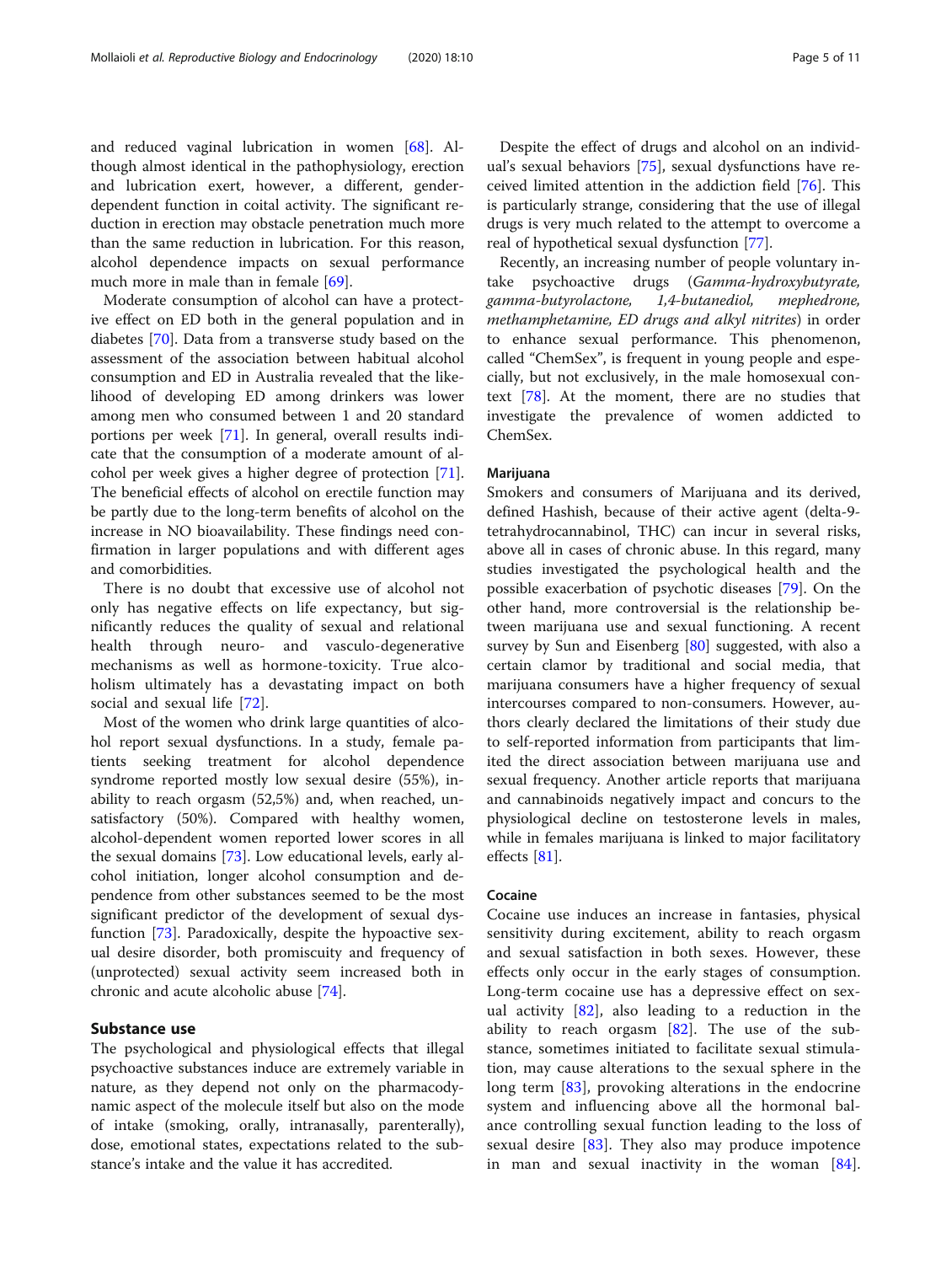and reduced vaginal lubrication in women [68]. Although almost identical in the pathophysiology, erection and lubrication exert, however, a different, gender-dependent function in coital activity. The significant reduction in erection may obstacle penetration much more than the same reduction in lubrication. For this reason, alcohol dependence impacts on sexual performance much more in male than in female [69].

Moderate consumption of alcohol can have a protective effect on ED both in the general population and in diabetes [70]. Data from a transverse study based on the assessment of the association between habitual alcohol consumption and ED in Australia revealed that the likelihood of developing ED among drinkers was lower among men who consumed between 1 and 20 standard portions per week [71]. In general, overall results indicate that the consumption of a moderate amount of alcohol per week gives a higher degree of protection [71]. The beneficial effects of alcohol on erectile function may be partly due to the long-term benefits of alcohol on the increase in NO bioavailability. These findings need confirmation in larger populations and with different ages and comorbidities.

There is no doubt that excessive use of alcohol not only has negative effects on life expectancy, but significantly reduces the quality of sexual and relational health through neuro- and vasculo-degenerative mechanisms as well as hormone-toxicity. True alcoholism ultimately has a devastating impact on both social and sexual life [72].

Most of the women who drink large quantities of alcohol report sexual dysfunctions. In a study, female patients seeking treatment for alcohol dependence syndrome reported mostly low sexual desire (55%), inability to reach orgasm (52,5%) and, when reached, unsatisfactory (50%). Compared with healthy women, alcohol-dependent women reported lower scores in all the sexual domains [73]. Low educational levels, early alcohol initiation, longer alcohol consumption and dependence from other substances seemed to be the most significant predictor of the development of sexual dysfunction [73]. Paradoxically, despite the hypoactive sexual desire disorder, both promiscuity and frequency of (unprotected) sexual activity seem increased both in chronic and acute alcoholic abuse [74].

## Substance use

The psychological and physiological effects that illegal psychoactive substances induce are extremely variable in nature, as they depend not only on the pharmacodynamic aspect of the molecule itself but also on the mode of intake (smoking, orally, intranasally, parenterally), dose, emotional states, expectations related to the substance's intake and the value it has accredited.

Despite the effect of drugs and alcohol on an individual's sexual behaviors [75], sexual dysfunctions have received limited attention in the addiction field [76]. This is particularly strange, considering that the use of illegal drugs is very much related to the attempt to overcome a real of hypothetical sexual dysfunction [77].

Recently, an increasing number of people voluntary intake psychoactive drugs (*Gamma-hydroxybutyrate, gamma-butyrolactone, 1,4-butanediol, mephedrone, methamphetamine, ED drugs and alkyl nitrites*) in order to enhance sexual performance. This phenomenon, called "ChemSex", is frequent in young people and especially, but not exclusively, in the male homosexual context [78]. At the moment, there are no studies that investigate the prevalence of women addicted to ChemSex.

### Marijuana

Smokers and consumers of Marijuana and its derived, defined Hashish, because of their active agent (delta-9-tetrahydrocannabinol, THC) can incur in several risks, above all in cases of chronic abuse. In this regard, many studies investigated the psychological health and the possible exacerbation of psychotic diseases [79]. On the other hand, more controversial is the relationship between marijuana use and sexual functioning. A recent survey by Sun and Eisenberg [80] suggested, with also a certain clamor by traditional and social media, that marijuana consumers have a higher frequency of sexual intercourses compared to non-consumers. However, authors clearly declared the limitations of their study due to self-reported information from participants that limited the direct association between marijuana use and sexual frequency. Another article reports that marijuana and cannabinoids negatively impact and concurs to the physiological decline on testosterone levels in males, while in females marijuana is linked to major facilitatory effects [81].

### Cocaine

Cocaine use induces an increase in fantasies, physical sensitivity during excitement, ability to reach orgasm and sexual satisfaction in both sexes. However, these effects only occur in the early stages of consumption. Long-term cocaine use has a depressive effect on sexual activity [82], also leading to a reduction in the ability to reach orgasm [82]. The use of the substance, sometimes initiated to facilitate sexual stimulation, may cause alterations to the sexual sphere in the long term [83], provoking alterations in the endocrine system and influencing above all the hormonal balance controlling sexual function leading to the loss of sexual desire [83]. They also may produce impotence in man and sexual inactivity in the woman [84].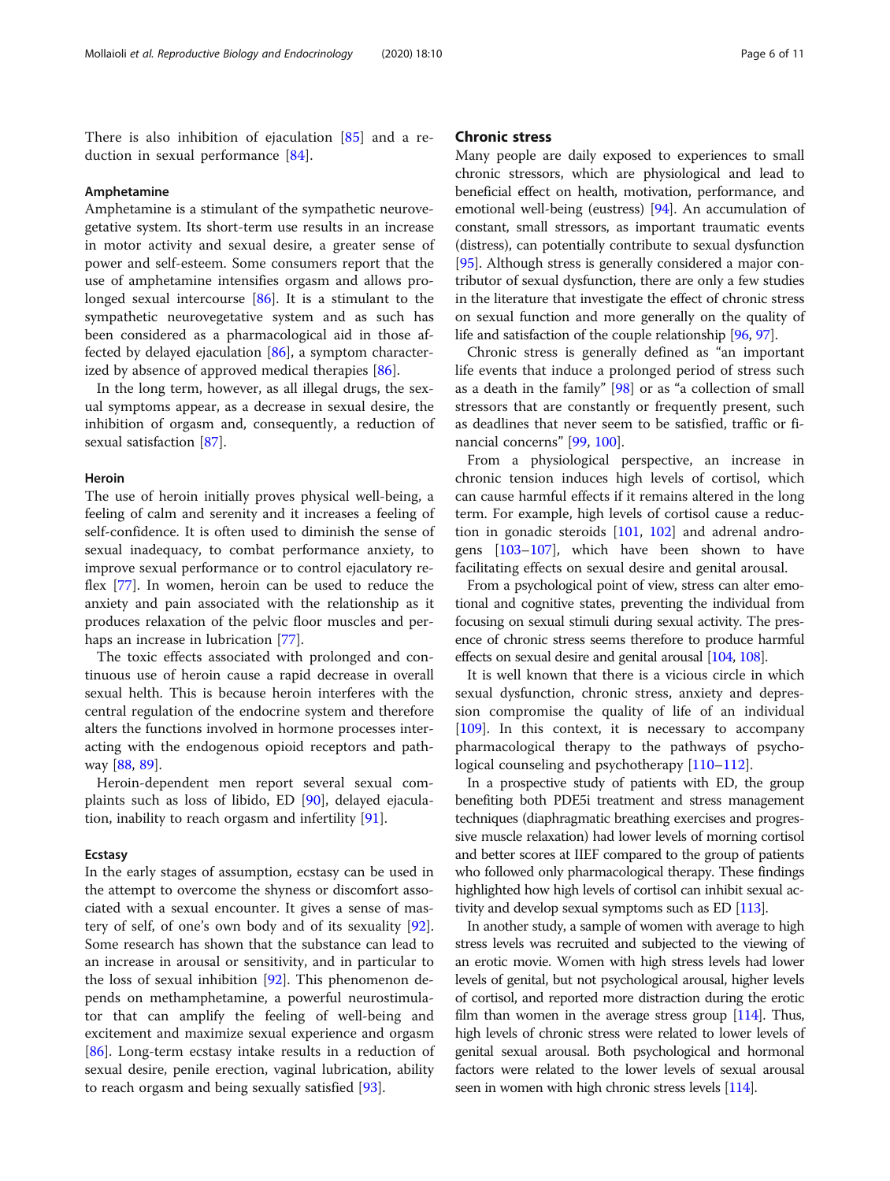There is also inhibition of ejaculation [85] and a reduction in sexual performance [84].

#### Amphetamine

Amphetamine is a stimulant of the sympathetic neurovegetative system. Its short-term use results in an increase in motor activity and sexual desire, a greater sense of power and self-esteem. Some consumers report that the use of amphetamine intensifies orgasm and allows prolonged sexual intercourse [86]. It is a stimulant to the sympathetic neurovegetative system and as such has been considered as a pharmacological aid in those affected by delayed ejaculation [86], a symptom characterized by absence of approved medical therapies [86].

In the long term, however, as all illegal drugs, the sexual symptoms appear, as a decrease in sexual desire, the inhibition of orgasm and, consequently, a reduction of sexual satisfaction [87].

#### Heroin

The use of heroin initially proves physical well-being, a feeling of calm and serenity and it increases a feeling of self-confidence. It is often used to diminish the sense of sexual inadequacy, to combat performance anxiety, to improve sexual performance or to control ejaculatory reflex [77]. In women, heroin can be used to reduce the anxiety and pain associated with the relationship as it produces relaxation of the pelvic floor muscles and perhaps an increase in lubrication [77].

The toxic effects associated with prolonged and continuous use of heroin cause a rapid decrease in overall sexual helth. This is because heroin interferes with the central regulation of the endocrine system and therefore alters the functions involved in hormone processes interacting with the endogenous opioid receptors and pathway [88, 89].

Heroin-dependent men report several sexual complaints such as loss of libido, ED [90], delayed ejaculation, inability to reach orgasm and infertility [91].

#### Ecstasy

In the early stages of assumption, ecstasy can be used in the attempt to overcome the shyness or discomfort associated with a sexual encounter. It gives a sense of mastery of self, of one's own body and of its sexuality [92]. Some research has shown that the substance can lead to an increase in arousal or sensitivity, and in particular to the loss of sexual inhibition [92]. This phenomenon depends on methamphetamine, a powerful neurostimulator that can amplify the feeling of well-being and excitement and maximize sexual experience and orgasm [86]. Long-term ecstasy intake results in a reduction of sexual desire, penile erection, vaginal lubrication, ability to reach orgasm and being sexually satisfied [93].

### Chronic stress

Many people are daily exposed to experiences to small chronic stressors, which are physiological and lead to beneficial effect on health, motivation, performance, and emotional well-being (eustress) [94]. An accumulation of constant, small stressors, as important traumatic events (distress), can potentially contribute to sexual dysfunction [95]. Although stress is generally considered a major contributor of sexual dysfunction, there are only a few studies in the literature that investigate the effect of chronic stress on sexual function and more generally on the quality of life and satisfaction of the couple relationship [96, 97].

Chronic stress is generally defined as "an important life events that induce a prolonged period of stress such as a death in the family" [98] or as "a collection of small stressors that are constantly or frequently present, such as deadlines that never seem to be satisfied, traffic or financial concerns" [99, 100].

From a physiological perspective, an increase in chronic tension induces high levels of cortisol, which can cause harmful effects if it remains altered in the long term. For example, high levels of cortisol cause a reduction in gonadic steroids [101, 102] and adrenal androgens [103–107], which have been shown to have facilitating effects on sexual desire and genital arousal.

From a psychological point of view, stress can alter emotional and cognitive states, preventing the individual from focusing on sexual stimuli during sexual activity. The presence of chronic stress seems therefore to produce harmful effects on sexual desire and genital arousal [104, 108].

It is well known that there is a vicious circle in which sexual dysfunction, chronic stress, anxiety and depression compromise the quality of life of an individual [109]. In this context, it is necessary to accompany pharmacological therapy to the pathways of psychological counseling and psychotherapy [110–112].

In a prospective study of patients with ED, the group benefiting both PDE5i treatment and stress management techniques (diaphragmatic breathing exercises and progressive muscle relaxation) had lower levels of morning cortisol and better scores at IIEF compared to the group of patients who followed only pharmacological therapy. These findings highlighted how high levels of cortisol can inhibit sexual activity and develop sexual symptoms such as ED [113].

In another study, a sample of women with average to high stress levels was recruited and subjected to the viewing of an erotic movie. Women with high stress levels had lower levels of genital, but not psychological arousal, higher levels of cortisol, and reported more distraction during the erotic film than women in the average stress group [114]. Thus, high levels of chronic stress were related to lower levels of genital sexual arousal. Both psychological and hormonal factors were related to the lower levels of sexual arousal seen in women with high chronic stress levels [114].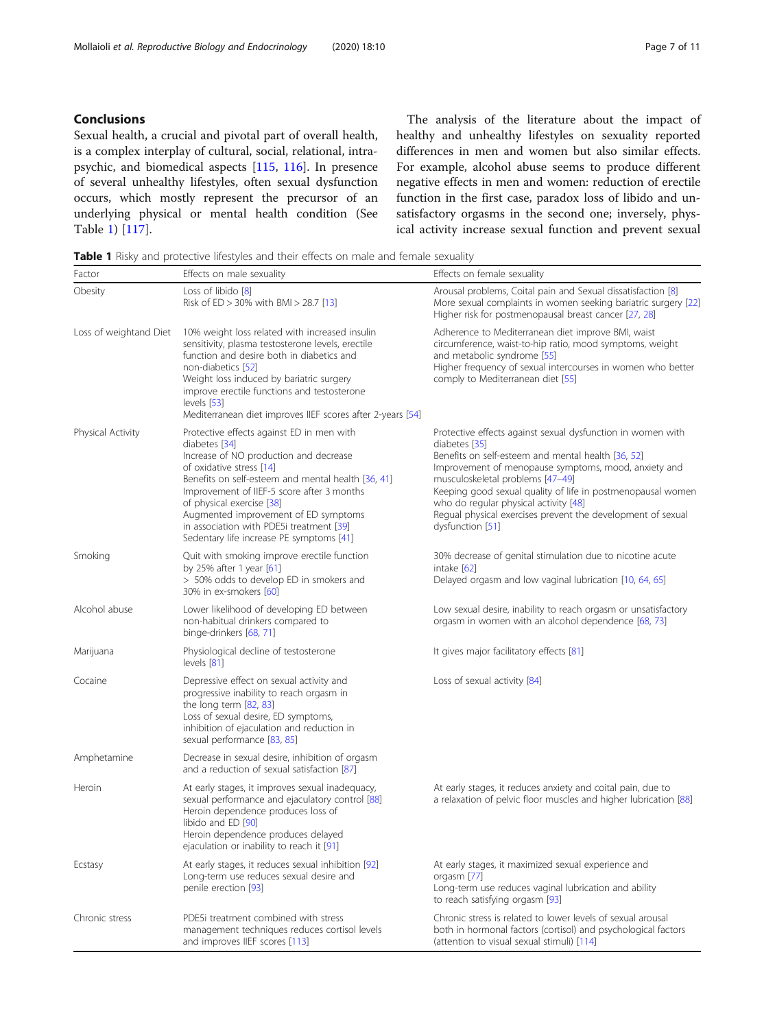## Conclusions

Sexual health, a crucial and pivotal part of overall health, is a complex interplay of cultural, social, relational, intrapsychic, and biomedical aspects [115, 116]. In presence of several unhealthy lifestyles, often sexual dysfunction occurs, which mostly represent the precursor of an underlying physical or mental health condition (See Table 1) [117].

The analysis of the literature about the impact of healthy and unhealthy lifestyles on sexuality reported differences in men and women but also similar effects. For example, alcohol abuse seems to produce different negative effects in men and women: reduction of erectile function in the first case, paradox loss of libido and unsatisfactory orgasms in the second one; inversely, physical activity increase sexual function and prevent sexual

**Table 1** Risky and protective lifestyles and their effects on male and female sexuality

| Factor | Effects on male sexuality | Effects on female sexuality |
| --- | --- | --- |
| Obesity | Loss of libido [8]<br>Risk of ED > 30% with BMI > 28.7 [13] | Arousal problems, Coital pain and Sexual dissatisfaction [8]<br>More sexual complaints in women seeking bariatric surgery [22]<br>Higher risk for postmenopausal breast cancer [27, 28] |
| Loss of weightand Diet | 10% weight loss related with increased insulin sensitivity, plasma testosterone levels, erectile function and desire both in diabetics and non-diabetics [52]<br>Weight loss induced by bariatric surgery improve erectile functions and testosterone levels [53]<br>Mediterranean diet improves IIEF scores after 2-years [54] | Adherence to Mediterranean diet improve BMI, waist circumference, waist-to-hip ratio, mood symptoms, weight and metabolic syndrome [55]<br>Higher frequency of sexual intercourses in women who better comply to Mediterranean diet [55] |
| Physical Activity | Protective effects against ED in men with diabetes [34]<br>Increase of NO production and decrease of oxidative stress [14]<br>Benefits on self-esteem and mental health [36, 41]<br>Improvement of IIEF-5 score after 3 months of physical exercise [38]<br>Augmented improvement of ED symptoms in association with PDE5i treatment [39]<br>Sedentary life increase PE symptoms [41] | Protective effects against sexual dysfunction in women with diabetes [35]<br>Benefits on self-esteem and mental health [36, 52]<br>Improvement of menopause symptoms, mood, anxiety and musculoskeletal problems [47–49]<br>Keeping good sexual quality of life in postmenopausal women who do regular physical activity [48]<br>Regual physical exercises prevent the development of sexual dysfunction [51] |
| Smoking | Quit with smoking improve erectile function by 25% after 1 year [61]<br>> 50% odds to develop ED in smokers and 30% in ex-smokers [60] | 30% decrease of genital stimulation due to nicotine acute intake [62]<br>Delayed orgasm and low vaginal lubrication [10, 64, 65] |
| Alcohol abuse | Lower likelihood of developing ED between non-habitual drinkers compared to binge-drinkers [68, 71] | Low sexual desire, inability to reach orgasm or unsatisfactory orgasm in women with an alcohol dependence [68, 73] |
| Marijuana | Physiological decline of testosterone levels [81] | It gives major facilitatory effects [81] |
| Cocaine | Depressive effect on sexual activity and progressive inability to reach orgasm in the long term [82, 83]<br>Loss of sexual desire, ED symptoms, inhibition of ejaculation and reduction in sexual performance [83, 85] | Loss of sexual activity [84] |
| Amphetamine | Decrease in sexual desire, inhibition of orgasm and a reduction of sexual satisfaction [87] | |
| Heroin | At early stages, it improves sexual inadequacy, sexual performance and ejaculatory control [88]<br>Heroin dependence produces loss of libido and ED [90]<br>Heroin dependence produces delayed ejaculation or inability to reach it [91] | At early stages, it reduces anxiety and coital pain, due to a relaxation of pelvic floor muscles and higher lubrication [88] |
| Ecstasy | At early stages, it reduces sexual inhibition [92]<br>Long-term use reduces sexual desire and penile erection [93] | At early stages, it maximized sexual experience and orgasm [77]<br>Long-term use reduces vaginal lubrication and ability to reach satisfying orgasm [93] |
| Chronic stress | PDE5i treatment combined with stress management techniques reduces cortisol levels and improves IIEF scores [113] | Chronic stress is related to lower levels of sexual arousal both in hormonal factors (cortisol) and psychological factors (attention to visual sexual stimuli) [114] |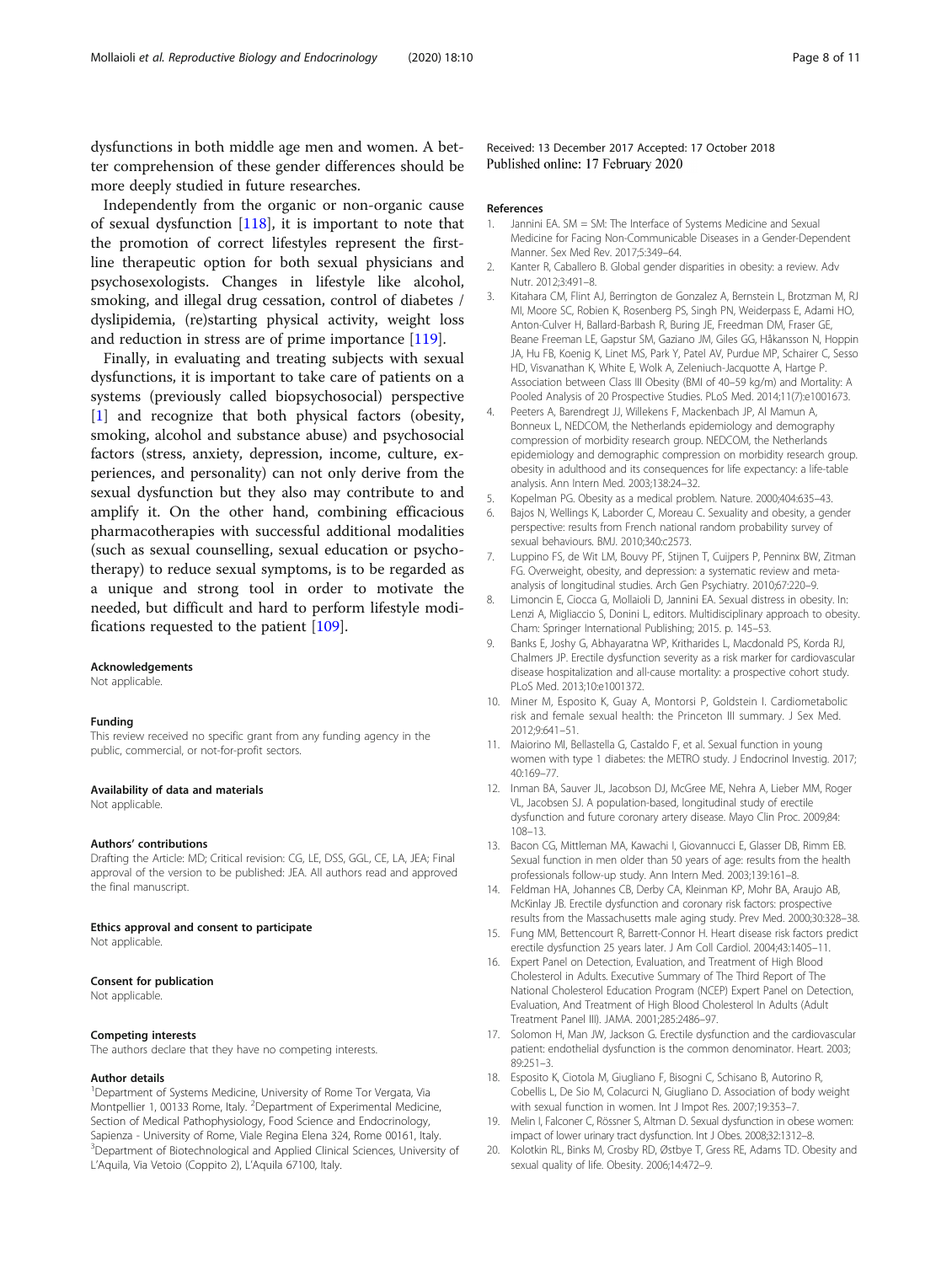dysfunctions in both middle age men and women. A better comprehension of these gender differences should be more deeply studied in future researches.

Independently from the organic or non-organic cause of sexual dysfunction [118], it is important to note that the promotion of correct lifestyles represent the first-line therapeutic option for both sexual physicians and psychosexologists. Changes in lifestyle like alcohol, smoking, and illegal drug cessation, control of diabetes / dyslipidemia, (re)starting physical activity, weight loss and reduction in stress are of prime importance [119].

Finally, in evaluating and treating subjects with sexual dysfunctions, it is important to take care of patients on a systems (previously called biopsychosocial) perspective [1] and recognize that both physical factors (obesity, smoking, alcohol and substance abuse) and psychosocial factors (stress, anxiety, depression, income, culture, experiences, and personality) can not only derive from the sexual dysfunction but they also may contribute to and amplify it. On the other hand, combining efficacious pharmacotherapies with successful additional modalities (such as sexual counselling, sexual education or psychotherapy) to reduce sexual symptoms, is to be regarded as a unique and strong tool in order to motivate the needed, but difficult and hard to perform lifestyle modifications requested to the patient [109].

#### Acknowledgements

Not applicable.

#### Funding

This review received no specific grant from any funding agency in the public, commercial, or not-for-profit sectors.

#### Availability of data and materials

Not applicable.

#### Authors' contributions

Drafting the Article: MD; Critical revision: CG, LE, DSS, GGL, CE, LA, JEA; Final approval of the version to be published: JEA. All authors read and approved the final manuscript.

#### Ethics approval and consent to participate

Not applicable.

#### Consent for publication

Not applicable.

#### Competing interests

The authors declare that they have no competing interests.

#### Author details

[1]Department of Systems Medicine, University of Rome Tor Vergata, Via Montpellier 1, 00133 Rome, Italy. [2]Department of Experimental Medicine, Section of Medical Pathophysiology, Food Science and Endocrinology, Sapienza - University of Rome, Viale Regina Elena 324, Rome 00161, Italy. [3]Department of Biotechnological and Applied Clinical Sciences, University of L'Aquila, Via Vetoio (Coppito 2), L'Aquila 67100, Italy.

Received: 13 December 2017 Accepted: 17 October 2018
Published online: 17 February 2020

#### References

1. Jannini EA. SM = SM: The Interface of Systems Medicine and Sexual Medicine for Facing Non-Communicable Diseases in a Gender-Dependent Manner. Sex Med Rev. 2017;5:349–64.
2. Kanter R, Caballero B. Global gender disparities in obesity: a review. Adv Nutr. 2012;3:491–8.
3. Kitahara CM, Flint AJ, Berrington de Gonzalez A, Bernstein L, Brotzman M, RJ MI, Moore SC, Robien K, Rosenberg PS, Singh PN, Weiderpass E, Adami HO, Anton-Culver H, Ballard-Barbash R, Buring JE, Freedman DM, Fraser GE, Beane Freeman LE, Gapstur SM, Gaziano JM, Giles GG, Håkansson N, Hoppin JA, Hu FB, Koenig K, Linet MS, Park Y, Patel AV, Purdue MP, Schairer C, Sesso HD, Visvanathan K, White E, Wolk A, Zeleniuch-Jacquotte A, Hartge P. Association between Class III Obesity (BMI of 40–59 kg/m) and Mortality: A Pooled Analysis of 20 Prospective Studies. PLoS Med. 2014;11(7):e1001673.
4. Peeters A, Barendregt JJ, Willekens F, Mackenbach JP, Al Mamun A, Bonneux L, NEDCOM, the Netherlands epidemiology and demography compression of morbidity research group. NEDCOM, the Netherlands epidemiology and demographic compression on morbidity research group. obesity in adulthood and its consequences for life expectancy: a life-table analysis. Ann Intern Med. 2003;138:24–32.
5. Kopelman PG. Obesity as a medical problem. Nature. 2000;404:635–43.
6. Bajos N, Wellings K, Laborder C, Moreau C. Sexuality and obesity, a gender perspective: results from French national random probability survey of sexual behaviours. BMJ. 2010;340:c2573.
7. Luppino FS, de Wit LM, Bouvy PF, Stijnen T, Cuijpers P, Penninx BW, Zitman FG. Overweight, obesity, and depression: a systematic review and meta-analysis of longitudinal studies. Arch Gen Psychiatry. 2010;67:220–9.
8. Limoncin E, Ciocca G, Mollaioli D, Jannini EA. Sexual distress in obesity. In: Lenzi A, Migliaccio S, Donini L, editors. Multidisciplinary approach to obesity. Cham: Springer International Publishing; 2015. p. 145–53.
9. Banks E, Joshy G, Abhayaratna WP, Kritharides L, Macdonald PS, Korda RJ, Chalmers JP. Erectile dysfunction severity as a risk marker for cardiovascular disease hospitalization and all-cause mortality: a prospective cohort study. PLoS Med. 2013;10:e1001372.
10. Miner M, Esposito K, Guay A, Montorsi P, Goldstein I. Cardiometabolic risk and female sexual health: the Princeton III summary. J Sex Med. 2012;9:641–51.
11. Maiorino MI, Bellastella G, Castaldo F, et al. Sexual function in young women with type 1 diabetes: the METRO study. J Endocrinol Investig. 2017; 40:169–77.
12. Inman BA, Sauver JL, Jacobson DJ, McGree ME, Nehra A, Lieber MM, Roger VL, Jacobsen SJ. A population-based, longitudinal study of erectile dysfunction and future coronary artery disease. Mayo Clin Proc. 2009;84: 108–13.
13. Bacon CG, Mittleman MA, Kawachi I, Giovannucci E, Glasser DB, Rimm EB. Sexual function in men older than 50 years of age: results from the health professionals follow-up study. Ann Intern Med. 2003;139:161–8.
14. Feldman HA, Johannes CB, Derby CA, Kleinman KP, Mohr BA, Araujo AB, McKinlay JB. Erectile dysfunction and coronary risk factors: prospective results from the Massachusetts male aging study. Prev Med. 2000;30:328–38.
15. Fung MM, Bettencourt R, Barrett-Connor H. Heart disease risk factors predict erectile dysfunction 25 years later. J Am Coll Cardiol. 2004;43:1405–11.
16. Expert Panel on Detection, Evaluation, and Treatment of High Blood Cholesterol in Adults. Executive Summary of The Third Report of The National Cholesterol Education Program (NCEP) Expert Panel on Detection, Evaluation, And Treatment of High Blood Cholesterol In Adults (Adult Treatment Panel III). JAMA. 2001;285:2486–97.
17. Solomon H, Man JW, Jackson G. Erectile dysfunction and the cardiovascular patient: endothelial dysfunction is the common denominator. Heart. 2003; 89:251–3.
18. Esposito K, Ciotola M, Giugliano F, Bisogni C, Schisano B, Autorino R, Cobellis L, De Sio M, Colacurci N, Giugliano D. Association of body weight with sexual function in women. Int J Impot Res. 2007;19:353–7.
19. Melin I, Falconer C, Rössner S, Altman D. Sexual dysfunction in obese women: impact of lower urinary tract dysfunction. Int J Obes. 2008;32:1312–8.
20. Kolotkin RL, Binks M, Crosby RD, Østbye T, Gress RE, Adams TD. Obesity and sexual quality of life. Obesity. 2006;14:472–9.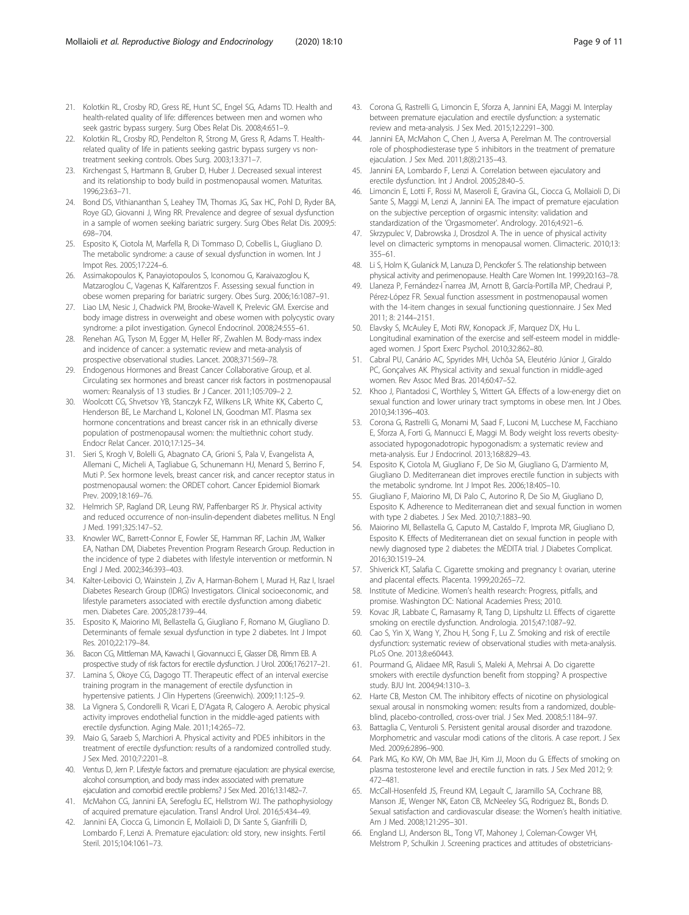21. Kolotkin RL, Crosby RD, Gress RE, Hunt SC, Engel SG, Adams TD. Health and health-related quality of life: differences between men and women who seek gastric bypass surgery. Surg Obes Relat Dis. 2008;4:651–9.
22. Kolotkin RL, Crosby RD, Pendelton R, Strong M, Gress R, Adams T. Health-related quality of life in patients seeking gastric bypass surgery vs non-treatment seeking controls. Obes Surg. 2003;13:371–7.
23. Kirchengast S, Hartmann B, Gruber D, Huber J. Decreased sexual interest and its relationship to body build in postmenopausal women. Maturitas. 1996;23:63–71.
24. Bond DS, Vithiananthan S, Leahey TM, Thomas JG, Sax HC, Pohl D, Ryder BA, Roye GD, Giovanni J, Wing RR. Prevalence and degree of sexual dysfunction in a sample of women seeking bariatric surgery. Surg Obes Relat Dis. 2009;5:698–704.
25. Esposito K, Ciotola M, Marfella R, Di Tommaso D, Cobellis L, Giugliano D. The metabolic syndrome: a cause of sexual dysfunction in women. Int J Impot Res. 2005;17:224–6.
26. Assimakopoulos K, Panayiotopoulos S, Iconomou G, Karaivazoglou K, Matzaroglou C, Vagenas K, Kalfarentzos F. Assessing sexual function in obese women preparing for bariatric surgery. Obes Surg. 2006;16:1087–91.
27. Liao LM, Nesic J, Chadwick PM, Brooke-Wavell K, Prelevic GM. Exercise and body image distress in overweight and obese women with polycystic ovary syndrome: a pilot investigation. Gynecol Endocrinol. 2008;24:555–61.
28. Renehan AG, Tyson M, Egger M, Heller RF, Zwahlen M. Body-mass index and incidence of cancer: a systematic review and meta-analysis of prospective observational studies. Lancet. 2008;371:569–78.
29. Endogenous Hormones and Breast Cancer Collaborative Group, et al. Circulating sex hormones and breast cancer risk factors in postmenopausal women: Reanalysis of 13 studies. Br J Cancer. 2011;105:709–2 2.
30. Woolcott CG, Shvetsov YB, Stanczyk FZ, Wilkens LR, White KK, Caberto C, Henderson BE, Le Marchand L, Kolonel LN, Goodman MT. Plasma sex hormone concentrations and breast cancer risk in an ethnically diverse population of postmenopausal women: the multiethnic cohort study. Endocr Relat Cancer. 2010;17:125–34.
31. Sieri S, Krogh V, Bolelli G, Abagnato CA, Grioni S, Pala V, Evangelista A, Allemani C, Micheli A, Tagliabue G, Schunemann HJ, Menard S, Berrino F, Muti P. Sex hormone levels, breast cancer risk, and cancer receptor status in postmenopausal women: the ORDET cohort. Cancer Epidemiol Biomark Prev. 2009;18:169–76.
32. Helmrich SP, Ragland DR, Leung RW, Paffenbarger RS Jr. Physical activity and reduced occurrence of non-insulin-dependent diabetes mellitus. N Engl J Med. 1991;325:147–52.
33. Knowler WC, Barrett-Connor E, Fowler SE, Hamman RF, Lachin JM, Walker EA, Nathan DM, Diabetes Prevention Program Research Group. Reduction in the incidence of type 2 diabetes with lifestyle intervention or metformin. N Engl J Med. 2002;346:393–403.
34. Kalter-Leibovici O, Wainstein J, Ziv A, Harman-Bohem I, Murad H, Raz I, Israel Diabetes Research Group (IDRG) Investigators. Clinical socioeconomic, and lifestyle parameters associated with erectile dysfunction among diabetic men. Diabetes Care. 2005;28:1739–44.
35. Esposito K, Maiorino MI, Bellastella G, Giugliano F, Romano M, Giugliano D. Determinants of female sexual dysfunction in type 2 diabetes. Int J Impot Res. 2010;22:179–84.
36. Bacon CG, Mittleman MA, Kawachi I, Giovannucci E, Glasser DB, Rimm EB. A prospective study of risk factors for erectile dysfunction. J Urol. 2006;176:217–21.
37. Lamina S, Okoye CG, Dagogo TT. Therapeutic effect of an interval exercise training program in the management of erectile dysfunction in hypertensive patients. J Clin Hypertens (Greenwich). 2009;11:125–9.
38. La Vignera S, Condorelli R, Vicari E, D'Agata R, Calogero A. Aerobic physical activity improves endothelial function in the middle-aged patients with erectile dysfunction. Aging Male. 2011;14:265–72.
39. Maio G, Saraeb S, Marchiori A. Physical activity and PDE5 inhibitors in the treatment of erectile dysfunction: results of a randomized controlled study. J Sex Med. 2010;7:2201–8.
40. Ventus D, Jern P. Lifestyle factors and premature ejaculation: are physical exercise, alcohol consumption, and body mass index associated with premature ejaculation and comorbid erectile problems? J Sex Med. 2016;13:1482–7.
41. McMahon CG, Jannini EA, Serefoglu EC, Hellstrom WJ. The pathophysiology of acquired premature ejaculation. Transl Androl Urol. 2016;5:434–49.
42. Jannini EA, Ciocca G, Limoncin E, Mollaioli D, Di Sante S, Gianfrilli D, Lombardo F, Lenzi A. Premature ejaculation: old story, new insights. Fertil Steril. 2015;104:1061–73.
43. Corona G, Rastrelli G, Limoncin E, Sforza A, Jannini EA, Maggi M. Interplay between premature ejaculation and erectile dysfunction: a systematic review and meta-analysis. J Sex Med. 2015;12:2291–300.
44. Jannini EA, McMahon C, Chen J, Aversa A, Perelman M. The controversial role of phosphodiesterase type 5 inhibitors in the treatment of premature ejaculation. J Sex Med. 2011;8(8):2135–43.
45. Jannini EA, Lombardo F, Lenzi A. Correlation between ejaculatory and erectile dysfunction. Int J Androl. 2005;28:40–5.
46. Limoncin E, Lotti F, Rossi M, Maseroli E, Gravina GL, Ciocca G, Mollaioli D, Di Sante S, Maggi M, Lenzi A, Jannini EA. The impact of premature ejaculation on the subjective perception of orgasmic intensity: validation and standardization of the 'Orgasmometer'. Andrology. 2016;4:921–6.
47. Skrzypulec V, Dabrowska J, Drosdzol A. The in uence of physical activity level on climacteric symptoms in menopausal women. Climacteric. 2010;13:355–61.
48. Li S, Holm K, Gulanick M, Lanuza D, Penckofer S. The relationship between physical activity and perimenopause. Health Care Women Int. 1999;20:163–78.
49. Llaneza P, Fernández-I˜narrea JM, Arnott B, García-Portilla MP, Chedraui P, Pérez-López FR. Sexual function assessment in postmenopausal women with the 14-item changes in sexual functioning questionnaire. J Sex Med 2011; 8: 2144–2151.
50. Elavsky S, McAuley E, Moti RW, Konopack JF, Marquez DX, Hu L. Longitudinal examination of the exercise and self-esteem model in middle-aged women. J Sport Exerc Psychol. 2010;32:862–80.
51. Cabral PU, Canário AC, Spyrides MH, Uchôa SA, Eleutério Júnior J, Giraldo PC, Gonçalves AK. Physical activity and sexual function in middle-aged women. Rev Assoc Med Bras. 2014;60:47–52.
52. Khoo J, Piantadosi C, Worthley S, Wittert GA. Effects of a low-energy diet on sexual function and lower urinary tract symptoms in obese men. Int J Obes. 2010;34:1396–403.
53. Corona G, Rastrelli G, Monami M, Saad F, Luconi M, Lucchese M, Facchiano E, Sforza A, Forti G, Mannucci E, Maggi M. Body weight loss reverts obesity-associated hypogonadotropic hypogonadism: a systematic review and meta-analysis. Eur J Endocrinol. 2013;168:829–43.
54. Esposito K, Ciotola M, Giugliano F, De Sio M, Giugliano G, D'armiento M, Giugliano D. Mediterranean diet improves erectile function in subjects with the metabolic syndrome. Int J Impot Res. 2006;18:405–10.
55. Giugliano F, Maiorino MI, Di Palo C, Autorino R, De Sio M, Giugliano D, Esposito K. Adherence to Mediterranean diet and sexual function in women with type 2 diabetes. J Sex Med. 2010;7:1883–90.
56. Maiorino MI, Bellastella G, Caputo M, Castaldo F, Improta MR, Giugliano D, Esposito K. Effects of Mediterranean diet on sexual function in people with newly diagnosed type 2 diabetes: the MÈDITA trial. J Diabetes Complicat. 2016;30:1519–24.
57. Shiverick KT, Salafia C. Cigarette smoking and pregnancy I: ovarian, uterine and placental effects. Placenta. 1999;20:265–72.
58. Institute of Medicine. Women's health research: Progress, pitfalls, and promise. Washington DC: National Academies Press; 2010.
59. Kovac JR, Labbate C, Ramasamy R, Tang D, Lipshultz LI. Effects of cigarette smoking on erectile dysfunction. Andrologia. 2015;47:1087–92.
60. Cao S, Yin X, Wang Y, Zhou H, Song F, Lu Z. Smoking and risk of erectile dysfunction: systematic review of observational studies with meta-analysis. PLoS One. 2013;8:e60443.
61. Pourmand G, Alidaee MR, Rasuli S, Maleki A, Mehrsai A. Do cigarette smokers with erectile dysfunction benefit from stopping? A prospective study. BJU Int. 2004;94:1310–3.
62. Harte CB, Meston CM. The inhibitory effects of nicotine on physiological sexual arousal in nonsmoking women: results from a randomized, double-blind, placebo-controlled, cross-over trial. J Sex Med. 2008;5:1184–97.
63. Battaglia C, Venturoli S. Persistent genital arousal disorder and trazodone. Morphometric and vascular modi cations of the clitoris. A case report. J Sex Med. 2009;6:2896–900.
64. Park MG, Ko KW, Oh MM, Bae JH, Kim JJ, Moon du G. Effects of smoking on plasma testosterone level and erectile function in rats. J Sex Med 2012; 9: 472–481.
65. McCall-Hosenfeld JS, Freund KM, Legault C, Jaramillo SA, Cochrane BB, Manson JE, Wenger NK, Eaton CB, McNeeley SG, Rodriguez BL, Bonds D. Sexual satisfaction and cardiovascular disease: the Women's health initiative. Am J Med. 2008;121:295–301.
66. England LJ, Anderson BL, Tong VT, Mahoney J, Coleman-Cowger VH, Melstrom P, Schulkin J. Screening practices and attitudes of obstetricians-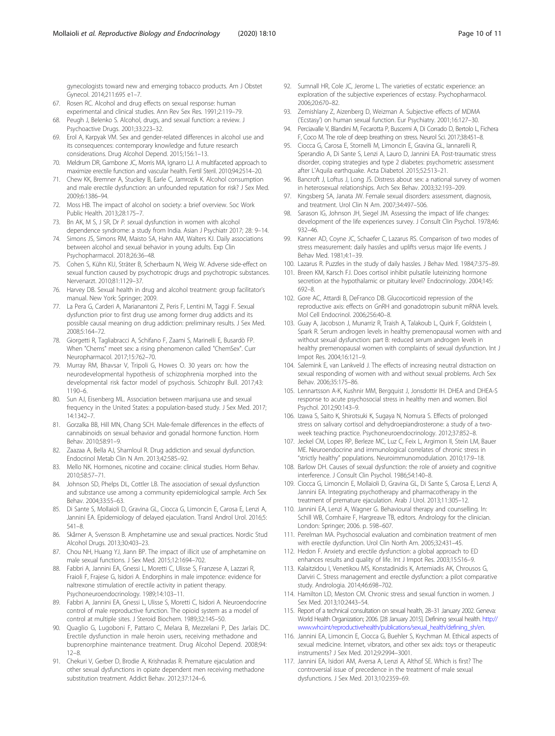gynecologists toward new and emerging tobacco products. Am J Obstet Gynecol. 2014;211:695 e1–7.

67. Rosen RC. Alcohol and drug effects on sexual response: human experimental and clinical studies. Ann Rev Sex Res. 1991;2:119–79.
68. Peugh J, Belenko S. Alcohol, drugs, and sexual function: a review. J Psychoactive Drugs. 2001;33:223–32.
69. Erol A, Karpyak VM. Sex and gender-related differences in alcohol use and its consequences: contemporary knowledge and future research considerations. Drug Alcohol Depend. 2015;156:1–13.
70. Meldrum DR, Gambone JC, Morris MA, Ignarro LJ. A multifaceted approach to maximize erectile function and vascular health. Fertil Steril. 2010;94:2514–20.
71. Chew KK, Bremner A, Stuckey B, Earle C, Jamrozik K. Alcohol consumption and male erectile dysfunction: an unfounded reputation for risk? J Sex Med. 2009;6:1386–94.
72. Moss HB. The impact of alcohol on society: a brief overview. Soc Work Public Health. 2013;28:175–7.
73. Bn AK, M S, J SR, Dr *P*. sexual dysfunction in women with alcohol dependence syndrome: a study from India. Asian J Psychiatr 2017; 28: 9–14.
74. Simons JS, Simons RM, Maisto SA, Hahn AM, Walters KJ. Daily associations between alcohol and sexual behavior in young adults. Exp Clin Psychopharmacol. 2018;26:36–48.
75. Cohen S, Kühn KU, Sträter B, Scherbaum N, Weig W. Adverse side-effect on sexual function caused by psychotropic drugs and psychotropic substances. Nervenarzt. 2010;81:1129–37.
76. Harvey DB. Sexual health in drug and alcohol treatment: group facilitator's manual. New York: Springer; 2009.
77. La Pera G, Carderi A, Marianantoni Z, Peris F, Lentini M, Taggi F. Sexual dysfunction prior to first drug use among former drug addicts and its possible causal meaning on drug addiction: preliminary results. J Sex Med. 2008;5:164–72.
78. Giorgetti R, Tagliabracci A, Schifano F, Zaami S, Marinelli E, Busardò FP. When "Chems" meet sex: a rising phenomenon called "ChemSex". Curr Neuropharmacol. 2017;15:762–70.
79. Murray RM, Bhavsar V, Tripoli G, Howes O. 30 years on: how the neurodevelopmental hypothesis of schizophrenia morphed into the developmental risk factor model of psychosis. Schizophr Bull. 2017;43: 1190–6.
80. Sun AJ, Eisenberg ML. Association between marijuana use and sexual frequency in the United States: a population-based study. J Sex Med. 2017; 14:1342–7.
81. Gorzalka BB, Hill MN, Chang SCH. Male-female differences in the effects of cannabinoids on sexual behavior and gonadal hormone function. Horm Behav. 2010;58:91–9.
82. Zaazaa A, Bella AJ, Shamloul R. Drug addiction and sexual dysfunction. Endocrinol Metab Clin N Am. 2013;42:585–92.
83. Mello NK. Hormones, nicotine and cocaine: clinical studies. Horm Behav. 2010;58:57–71.
84. Johnson SD, Phelps DL, Cottler LB. The association of sexual dysfunction and substance use among a community epidemiological sample. Arch Sex Behav. 2004;33:55–63.
85. Di Sante S, Mollaioli D, Gravina GL, Ciocca G, Limoncin E, Carosa E, Lenzi A, Jannini EA. Epidemiology of delayed ejaculation. Transl Androl Urol. 2016;5: 541–8.
86. Skårner A, Svensson B. Amphetamine use and sexual practices. Nordic Stud Alcohol Drugs. 2013;30:403–23.
87. Chou NH, Huang YJ, Jiann BP. The impact of illicit use of amphetamine on male sexual functions. J Sex Med. 2015;12:1694–702.
88. Fabbri A, Jannini EA, Gnessi L, Moretti C, Ulisse S, Franzese A, Lazzari R, Fraioli F, Frajese G, Isidori A. Endorphins in male impotence: evidence for naltrexone stimulation of erectile activity in patient therapy. Psychoneuroendocrinology. 1989;14:103–11.
89. Fabbri A, Jannini EA, Gnessi L, Ulisse S, Moretti C, Isidori A. Neuroendocrine control of male reproductive function. The opioid system as a model of control at multiple sites. J Steroid Biochem. 1989;32:145–50.
90. Quaglio G, Lugoboni F, Pattaro C, Melara B, Mezzelani P, Des Jarlais DC. Erectile dysfunction in male heroin users, receiving methadone and buprenorphine maintenance treatment. Drug Alcohol Depend. 2008;94: 12–8.
91. Chekuri V, Gerber D, Brodie A, Krishnadas R. Premature ejaculation and other sexual dysfunctions in opiate dependent men receiving methadone substitution treatment. Addict Behav. 2012;37:124–6.
92. Sumnall HR, Cole JC, Jerome L. The varieties of ecstatic experience: an exploration of the subjective experiences of ecstasy. Psychopharmacol. 2006;20:670–82.
93. Zemishlany Z, Aizenberg D, Weizman A. Subjective effects of MDMA ('Ecstasy') on human sexual function. Eur Psychiatry. 2001;16:127–30.
94. Perciavalle V, Blandini M, Fecarotta P, Buscemi A, Di Corrado D, Bertolo L, Fichera F, Coco M. The role of deep breathing on stress. Neurol Sci. 2017;38:451–8.
95. Ciocca G, Carosa E, Stornelli M, Limoncin E, Gravina GL, Iannarelli R, Sperandio A, Di Sante S, Lenzi A, Lauro D, Jannini EA. Post-traumatic stress disorder, coping strategies and type 2 diabetes: psychometric assessment after L'Aquila earthquake. Acta Diabetol. 2015;52:513–21.
96. Bancroft J, Loftus J, Long JS. Distress about sex: a national survey of women in heterosexual relationships. Arch Sex Behav. 2003;32:193–209.
97. Kingsberg SA, Janata JW. Female sexual disorders: assessment, diagnosis, and treatment. Urol Clin N Am. 2007;34:497–506.
98. Sarason IG, Johnson JH, Siegel JM. Assessing the impact of life changes: development of the life experiences survey. J Consult Clin Psychol. 1978;46: 932–46.
99. Kanner AD, Coyne JC, Schaefer C, Lazarus RS. Comparison of two modes of stress measurement: daily hassles and uplifts versus major life events. J Behav Med. 1981;4:1–39.
100. Lazarus R. Puzzles in the study of daily hassles. J Behav Med. 1984;7:375–89.
101. Breen KM, Karsch FJ. Does cortisol inhibit pulsatile luteinizing hormone secretion at the hypothalamic or pituitary level? Endocrinology. 2004;145: 692–8.
102. Gore AC, Attardi B, DeFranco DB. Glucocorticoid repression of the reproductive axis: effects on GnRH and gonadotropin subunit mRNA levels. Mol Cell Endocrinol. 2006;256:40–8.
103. Guay A, Jacobson J, Munarriz R, Traish A, Talakoub L, Quirk F, Goldstein I, Spark R. Serum androgen levels in healthy premenopausal women with and without sexual dysfunction: part B: reduced serum androgen levels in healthy premenopausal women with complaints of sexual dysfunction. Int J Impot Res. 2004;16:121–9.
104. Salemink E, van Lankveld J. The effects of increasing neutral distraction on sexual responding of women with and without sexual problems. Arch Sex Behav. 2006;35:175–86.
105. Lennartsson A-K, Kushnir MM, Bergquist J, Jonsdottir IH. DHEA and DHEA-S response to acute psychosocial stress in healthy men and women. Biol Psychol. 2012;90:143–9.
106. Izawa S, Saito K, Shirotsuki K, Sugaya N, Nomura S. Effects of prolonged stress on salivary cortisol and dehydroepiandrosterone: a study of a two-week teaching practice. Psychoneuroendocrinology. 2012;37:852–8.
107. Jeckel CM, Lopes RP, Berleze MC, Luz C, Feix L, Argimon II, Stein LM, Bauer ME. Neuroendocrine and immunological correlates of chronic stress in "strictly healthy" populations. Neuroimmunomodulation. 2010;17:9–18.
108. Barlow DH. Causes of sexual dysfunction: the role of anxiety and cognitive interference. J Consult Clin Psychol. 1986;54:140–8.
109. Ciocca G, Limoncin E, Mollaioli D, Gravina GL, Di Sante S, Carosa E, Lenzi A, Jannini EA. Integrating psychotherapy and pharmacotherapy in the treatment of premature ejaculation. Arab J Urol. 2013;11:305–12.
110. Jannini EA, Lenzi A, Wagner G. Behavioural therapy and counselling. In: Schill WB, Comhaire F, Hargreave TB, editors. Andrology for the clinician. London: Springer; 2006. p. 598–607.
111. Perelman MA. Psychosocial evaluation and combination treatment of men with erectile dysfunction. Urol Clin North Am. 2005;32:431–45.
112. Hedon F. Anxiety and erectile dysfunction: a global approach to ED enhances results and quality of life. Int J Impot Res. 2003;15:S16–9.
113. Kalaitzidou I, Venetikou MS, Konstadinidis K, Artemiadis AK, Chrousos G, Darviri C. Stress management and erectile dysfunction: a pilot comparative study. Andrologia. 2014;46:698–702.
114. Hamilton LD, Meston CM. Chronic stress and sexual function in women. J Sex Med. 2013;10:2443–54.
115. Report of a technical consultation on sexual health, 28–31 January 2002. Geneva: World Health Organization; 2006. [28 January 2015]. Defining sexual health. http://www.who.int/reproductivehealth/publications/sexual_health/defining_sh/en.
116. Jannini EA, Limoncin E, Ciocca G, Buehler S, Krychman M. Ethical aspects of sexual medicine. Internet, vibrators, and other sex aids: toys or therapeutic instruments? J Sex Med. 2012;9:2994–3001.
117. Jannini EA, Isidori AM, Aversa A, Lenzi A, Althof SE. Which is first? The controversial issue of precedence in the treatment of male sexual dysfunctions. J Sex Med. 2013;10:2359–69.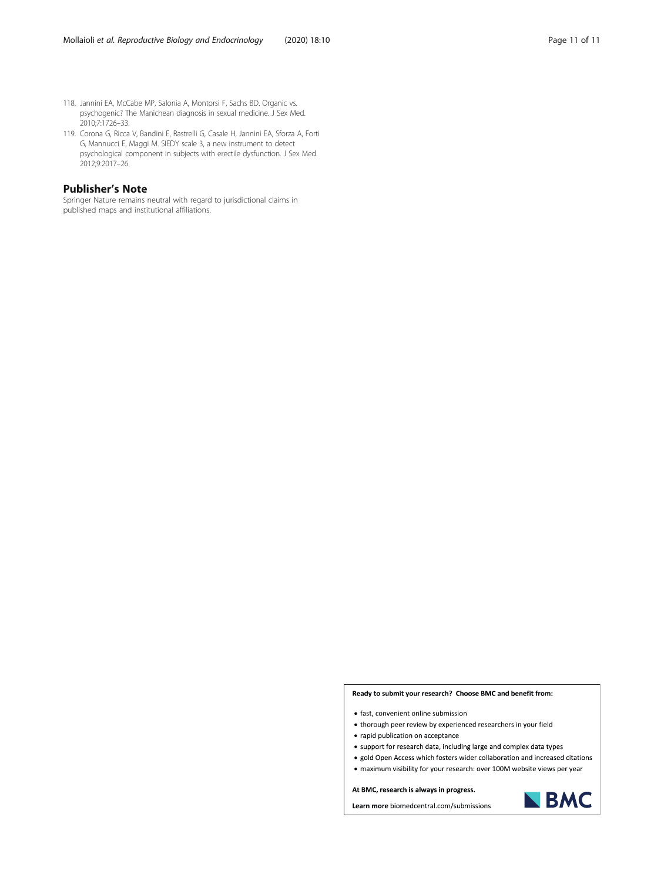118. Jannini EA, McCabe MP, Salonia A, Montorsi F, Sachs BD. Organic vs. psychogenic? The Manichean diagnosis in sexual medicine. J Sex Med. 2010;7:1726–33.
119. Corona G, Ricca V, Bandini E, Rastrelli G, Casale H, Jannini EA, Sforza A, Forti G, Mannucci E, Maggi M. SIEDY scale 3, a new instrument to detect psychological component in subjects with erectile dysfunction. J Sex Med. 2012;9:2017–26.

## Publisher's Note

Springer Nature remains neutral with regard to jurisdictional claims in published maps and institutional affiliations.

**Ready to submit your research? Choose BMC and benefit from:**

- fast, convenient online submission
- thorough peer review by experienced researchers in your field
- rapid publication on acceptance
- support for research data, including large and complex data types
- gold Open Access which fosters wider collaboration and increased citations
- maximum visibility for your research: over 100M website views per year

**At BMC, research is always in progress.**

**Learn more** biomedcentral.com/submissions

BMC